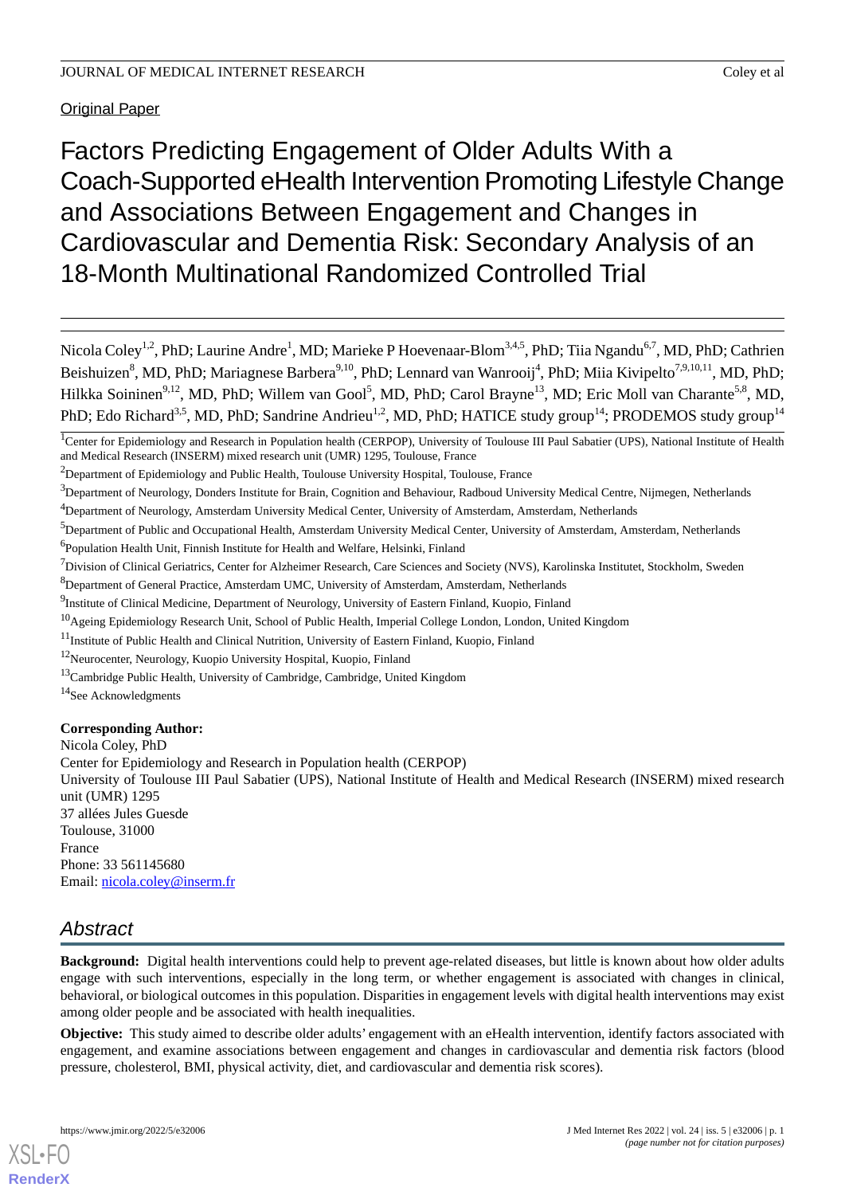Original Paper

# Factors Predicting Engagement of Older Adults With a Coach-Supported eHealth Intervention Promoting Lifestyle Change and Associations Between Engagement and Changes in Cardiovascular and Dementia Risk: Secondary Analysis of an 18-Month Multinational Randomized Controlled Trial

Nicola Coley[1,2], PhD; Laurine Andre[1], MD; Marieke P Hoevenaar-Blom[3,4,5], PhD; Tiia Ngandu[6,7], MD, PhD; Cathrien Beishuizen[8], MD, PhD; Mariagnese Barbera[9,10], PhD; Lennard van Wanrooij[4], PhD; Miia Kivipelto[7,9,10,11], MD, PhD; Hilkka Soininen[9,12], MD, PhD; Willem van Gool[5], MD, PhD; Carol Brayne[13], MD; Eric Moll van Charante[5,8], MD, PhD; Edo Richard[3,5], MD, PhD; Sandrine Andrieu[1,2], MD, PhD; HATICE study group[14]; PRODEMOS study group[14]

[1]Center for Epidemiology and Research in Population health (CERPOP), University of Toulouse III Paul Sabatier (UPS), National Institute of Health and Medical Research (INSERM) mixed research unit (UMR) 1295, Toulouse, France

[2]Department of Epidemiology and Public Health, Toulouse University Hospital, Toulouse, France

[3]Department of Neurology, Donders Institute for Brain, Cognition and Behaviour, Radboud University Medical Centre, Nijmegen, Netherlands

[4]Department of Neurology, Amsterdam University Medical Center, University of Amsterdam, Amsterdam, Netherlands

[5]Department of Public and Occupational Health, Amsterdam University Medical Center, University of Amsterdam, Amsterdam, Netherlands

[6]Population Health Unit, Finnish Institute for Health and Welfare, Helsinki, Finland

[7]Division of Clinical Geriatrics, Center for Alzheimer Research, Care Sciences and Society (NVS), Karolinska Institutet, Stockholm, Sweden

[8]Department of General Practice, Amsterdam UMC, University of Amsterdam, Amsterdam, Netherlands

[9]Institute of Clinical Medicine, Department of Neurology, University of Eastern Finland, Kuopio, Finland

[10]Ageing Epidemiology Research Unit, School of Public Health, Imperial College London, London, United Kingdom

[11]Institute of Public Health and Clinical Nutrition, University of Eastern Finland, Kuopio, Finland

[12]Neurocenter, Neurology, Kuopio University Hospital, Kuopio, Finland

[13]Cambridge Public Health, University of Cambridge, Cambridge, United Kingdom

[14]See Acknowledgments

**Corresponding Author:**
Nicola Coley, PhD
Center for Epidemiology and Research in Population health (CERPOP)
University of Toulouse III Paul Sabatier (UPS), National Institute of Health and Medical Research (INSERM) mixed research unit (UMR) 1295
37 allées Jules Guesde
Toulouse, 31000
France
Phone: 33 561145680
Email: nicola.coley@inserm.fr

## Abstract

**Background:** Digital health interventions could help to prevent age-related diseases, but little is known about how older adults engage with such interventions, especially in the long term, or whether engagement is associated with changes in clinical, behavioral, or biological outcomes in this population. Disparities in engagement levels with digital health interventions may exist among older people and be associated with health inequalities.

**Objective:** This study aimed to describe older adults' engagement with an eHealth intervention, identify factors associated with engagement, and examine associations between engagement and changes in cardiovascular and dementia risk factors (blood pressure, cholesterol, BMI, physical activity, diet, and cardiovascular and dementia risk scores).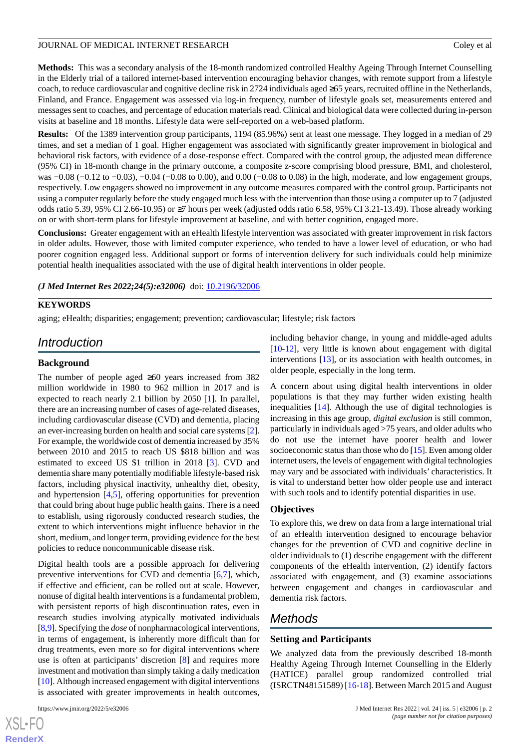**Methods:** This was a secondary analysis of the 18-month randomized controlled Healthy Ageing Through Internet Counselling in the Elderly trial of a tailored internet-based intervention encouraging behavior changes, with remote support from a lifestyle coach, to reduce cardiovascular and cognitive decline risk in 2724 individuals aged ≥65 years, recruited offline in the Netherlands, Finland, and France. Engagement was assessed via log-in frequency, number of lifestyle goals set, measurements entered and messages sent to coaches, and percentage of education materials read. Clinical and biological data were collected during in-person visits at baseline and 18 months. Lifestyle data were self-reported on a web-based platform.

**Results:** Of the 1389 intervention group participants, 1194 (85.96%) sent at least one message. They logged in a median of 29 times, and set a median of 1 goal. Higher engagement was associated with significantly greater improvement in biological and behavioral risk factors, with evidence of a dose-response effect. Compared with the control group, the adjusted mean difference (95% CI) in 18-month change in the primary outcome, a composite z-score comprising blood pressure, BMI, and cholesterol, was −0.08 (−0.12 to −0.03), −0.04 (−0.08 to 0.00), and 0.00 (−0.08 to 0.08) in the high, moderate, and low engagement groups, respectively. Low engagers showed no improvement in any outcome measures compared with the control group. Participants not using a computer regularly before the study engaged much less with the intervention than those using a computer up to 7 (adjusted odds ratio 5.39, 95% CI 2.66-10.95) or ≥7 hours per week (adjusted odds ratio 6.58, 95% CI 3.21-13.49). Those already working on or with short-term plans for lifestyle improvement at baseline, and with better cognition, engaged more.

**Conclusions:** Greater engagement with an eHealth lifestyle intervention was associated with greater improvement in risk factors in older adults. However, those with limited computer experience, who tended to have a lower level of education, or who had poorer cognition engaged less. Additional support or forms of intervention delivery for such individuals could help minimize potential health inequalities associated with the use of digital health interventions in older people.

*(J Med Internet Res 2022;24(5):e32006)* doi: 10.2196/32006

**KEYWORDS**

aging; eHealth; disparities; engagement; prevention; cardiovascular; lifestyle; risk factors

# Introduction

## Background

The number of people aged ≥60 years increased from 382 million worldwide in 1980 to 962 million in 2017 and is expected to reach nearly 2.1 billion by 2050 [1]. In parallel, there are an increasing number of cases of age-related diseases, including cardiovascular disease (CVD) and dementia, placing an ever-increasing burden on health and social care systems [2]. For example, the worldwide cost of dementia increased by 35% between 2010 and 2015 to reach US $818 billion and was estimated to exceed US $1 trillion in 2018 [3]. CVD and dementia share many potentially modifiable lifestyle-based risk factors, including physical inactivity, unhealthy diet, obesity, and hypertension [4,5], offering opportunities for prevention that could bring about huge public health gains. There is a need to establish, using rigorously conducted research studies, the extent to which interventions might influence behavior in the short, medium, and longer term, providing evidence for the best policies to reduce noncommunicable disease risk.

Digital health tools are a possible approach for delivering preventive interventions for CVD and dementia [6,7], which, if effective and efficient, can be rolled out at scale. However, nonuse of digital health interventions is a fundamental problem, with persistent reports of high discontinuation rates, even in research studies involving atypically motivated individuals [8,9]. Specifying the *dose* of nonpharmacological interventions, in terms of engagement, is inherently more difficult than for drug treatments, even more so for digital interventions where use is often at participants' discretion [8] and requires more investment and motivation than simply taking a daily medication [10]. Although increased engagement with digital interventions is associated with greater improvements in health outcomes, including behavior change, in young and middle-aged adults [10-12], very little is known about engagement with digital interventions [13], or its association with health outcomes, in older people, especially in the long term.

A concern about using digital health interventions in older populations is that they may further widen existing health inequalities [14]. Although the use of digital technologies is increasing in this age group, *digital exclusion* is still common, particularly in individuals aged >75 years, and older adults who do not use the internet have poorer health and lower socioeconomic status than those who do [15]. Even among older internet users, the levels of engagement with digital technologies may vary and be associated with individuals' characteristics. It is vital to understand better how older people use and interact with such tools and to identify potential disparities in use.

## Objectives

To explore this, we drew on data from a large international trial of an eHealth intervention designed to encourage behavior changes for the prevention of CVD and cognitive decline in older individuals to (1) describe engagement with the different components of the eHealth intervention, (2) identify factors associated with engagement, and (3) examine associations between engagement and changes in cardiovascular and dementia risk factors.

# Methods

## Setting and Participants

We analyzed data from the previously described 18-month Healthy Ageing Through Internet Counselling in the Elderly (HATICE) parallel group randomized controlled trial (ISRCTN48151589) [16-18]. Between March 2015 and August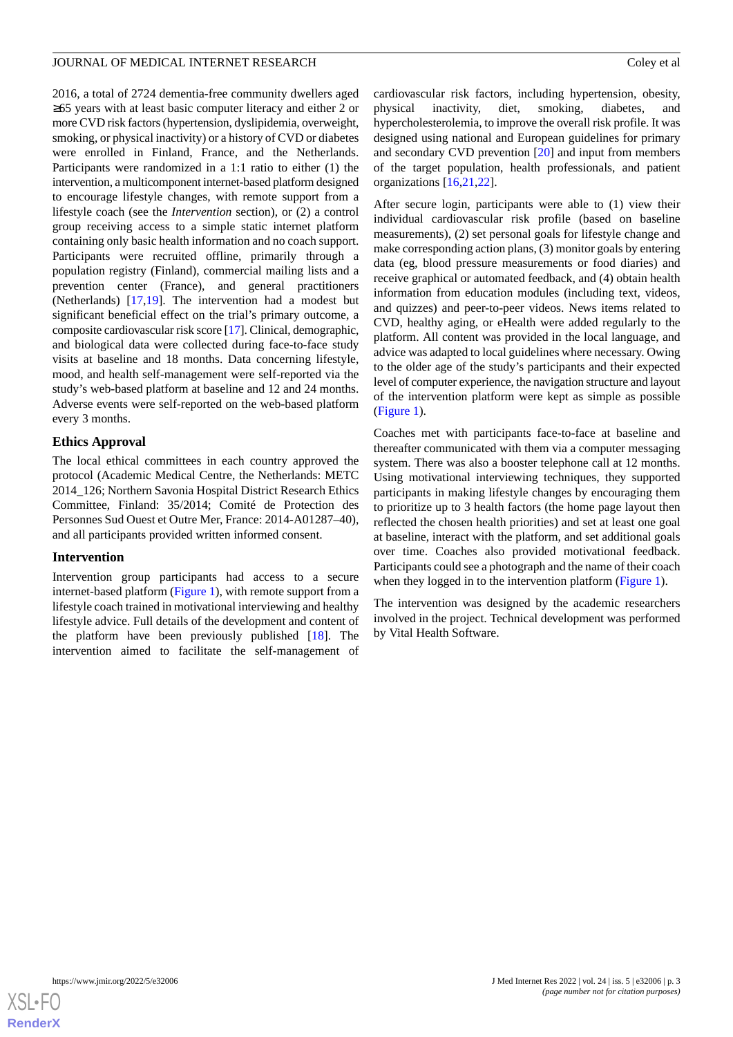2016, a total of 2724 dementia-free community dwellers aged ≥65 years with at least basic computer literacy and either 2 or more CVD risk factors (hypertension, dyslipidemia, overweight, smoking, or physical inactivity) or a history of CVD or diabetes were enrolled in Finland, France, and the Netherlands. Participants were randomized in a 1:1 ratio to either (1) the intervention, a multicomponent internet-based platform designed to encourage lifestyle changes, with remote support from a lifestyle coach (see the *Intervention* section), or (2) a control group receiving access to a simple static internet platform containing only basic health information and no coach support. Participants were recruited offline, primarily through a population registry (Finland), commercial mailing lists and a prevention center (France), and general practitioners (Netherlands) [17,19]. The intervention had a modest but significant beneficial effect on the trial's primary outcome, a composite cardiovascular risk score [17]. Clinical, demographic, and biological data were collected during face-to-face study visits at baseline and 18 months. Data concerning lifestyle, mood, and health self-management were self-reported via the study's web-based platform at baseline and 12 and 24 months. Adverse events were self-reported on the web-based platform every 3 months.

### Ethics Approval

The local ethical committees in each country approved the protocol (Academic Medical Centre, the Netherlands: METC 2014_126; Northern Savonia Hospital District Research Ethics Committee, Finland: 35/2014; Comité de Protection des Personnes Sud Ouest et Outre Mer, France: 2014-A01287–40), and all participants provided written informed consent.

### Intervention

Intervention group participants had access to a secure internet-based platform (Figure 1), with remote support from a lifestyle coach trained in motivational interviewing and healthy lifestyle advice. Full details of the development and content of the platform have been previously published [18]. The intervention aimed to facilitate the self-management of cardiovascular risk factors, including hypertension, obesity, physical inactivity, diet, smoking, diabetes, and hypercholesterolemia, to improve the overall risk profile. It was designed using national and European guidelines for primary and secondary CVD prevention [20] and input from members of the target population, health professionals, and patient organizations [16,21,22].

After secure login, participants were able to (1) view their individual cardiovascular risk profile (based on baseline measurements), (2) set personal goals for lifestyle change and make corresponding action plans, (3) monitor goals by entering data (eg, blood pressure measurements or food diaries) and receive graphical or automated feedback, and (4) obtain health information from education modules (including text, videos, and quizzes) and peer-to-peer videos. News items related to CVD, healthy aging, or eHealth were added regularly to the platform. All content was provided in the local language, and advice was adapted to local guidelines where necessary. Owing to the older age of the study's participants and their expected level of computer experience, the navigation structure and layout of the intervention platform were kept as simple as possible (Figure 1).

Coaches met with participants face-to-face at baseline and thereafter communicated with them via a computer messaging system. There was also a booster telephone call at 12 months. Using motivational interviewing techniques, they supported participants in making lifestyle changes by encouraging them to prioritize up to 3 health factors (the home page layout then reflected the chosen health priorities) and set at least one goal at baseline, interact with the platform, and set additional goals over time. Coaches also provided motivational feedback. Participants could see a photograph and the name of their coach when they logged in to the intervention platform (Figure 1).

The intervention was designed by the academic researchers involved in the project. Technical development was performed by Vital Health Software.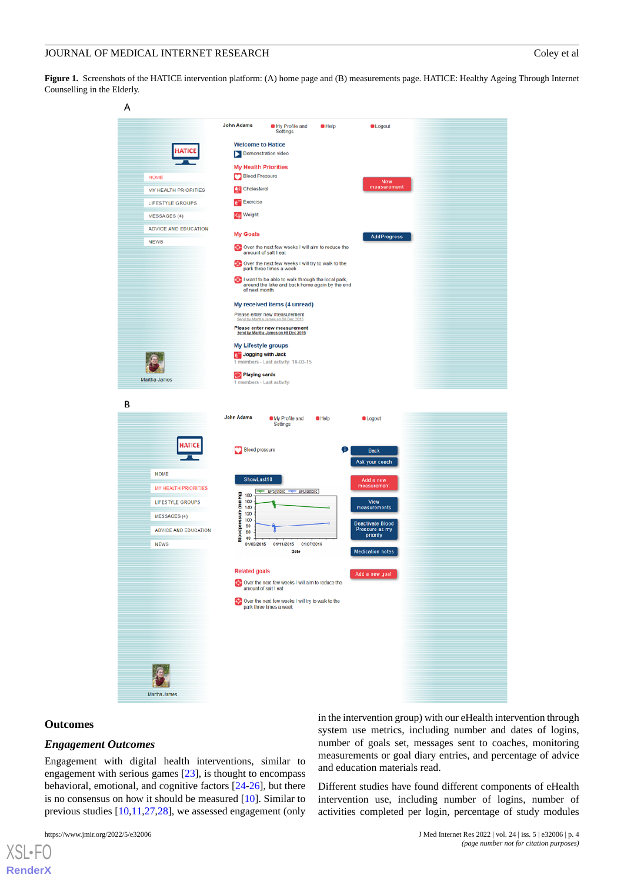**Figure 1.** Screenshots of the HATICE intervention platform: (A) home page and (B) measurements page. HATICE: Healthy Ageing Through Internet Counselling in the Elderly.

## Outcomes

### *Engagement Outcomes*

Engagement with digital health interventions, similar to engagement with serious games [23], is thought to encompass behavioral, emotional, and cognitive factors [24-26], but there is no consensus on how it should be measured [10]. Similar to previous studies [10,11,27,28], we assessed engagement (only in the intervention group) with our eHealth intervention through system use metrics, including number and dates of logins, number of goals set, messages sent to coaches, monitoring measurements or goal diary entries, and percentage of advice and education materials read.

Different studies have found different components of eHealth intervention use, including number of logins, number of activities completed per login, percentage of study modules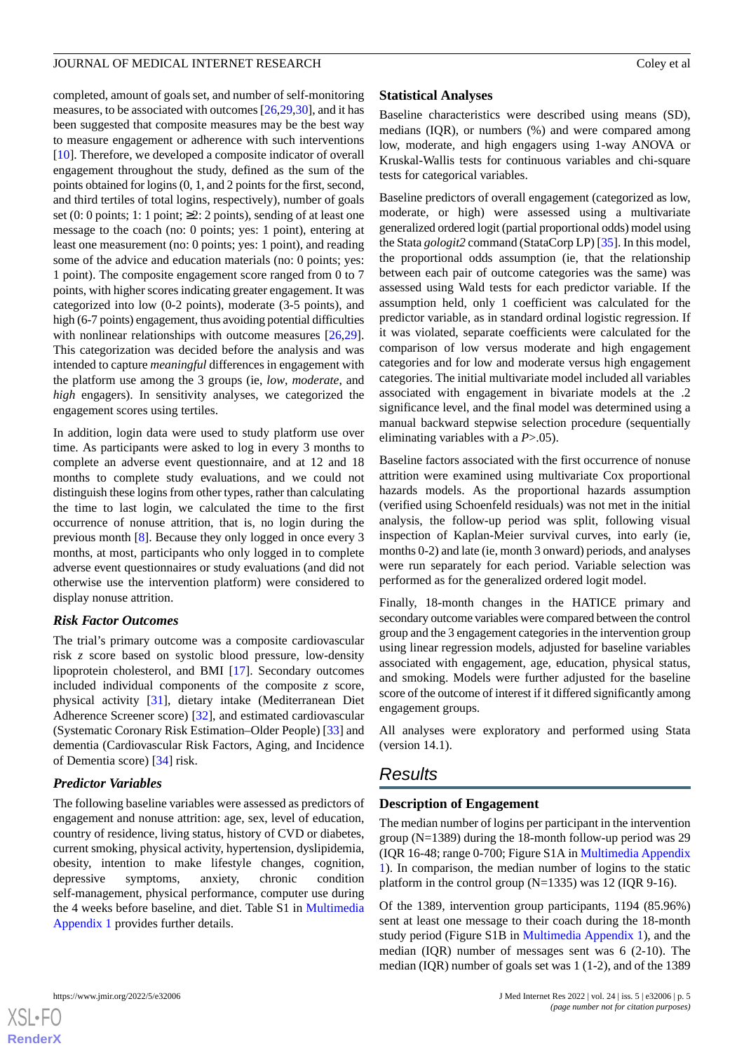completed, amount of goals set, and number of self-monitoring measures, to be associated with outcomes [26,29,30], and it has been suggested that composite measures may be the best way to measure engagement or adherence with such interventions [10]. Therefore, we developed a composite indicator of overall engagement throughout the study, defined as the sum of the points obtained for logins (0, 1, and 2 points for the first, second, and third tertiles of total logins, respectively), number of goals set (0: 0 points; 1: 1 point; ≥2: 2 points), sending of at least one message to the coach (no: 0 points; yes: 1 point), entering at least one measurement (no: 0 points; yes: 1 point), and reading some of the advice and education materials (no: 0 points; yes: 1 point). The composite engagement score ranged from 0 to 7 points, with higher scores indicating greater engagement. It was categorized into low (0-2 points), moderate (3-5 points), and high (6-7 points) engagement, thus avoiding potential difficulties with nonlinear relationships with outcome measures [26,29]. This categorization was decided before the analysis and was intended to capture *meaningful* differences in engagement with the platform use among the 3 groups (ie, *low*, *moderate*, and *high* engagers). In sensitivity analyses, we categorized the engagement scores using tertiles.

In addition, login data were used to study platform use over time. As participants were asked to log in every 3 months to complete an adverse event questionnaire, and at 12 and 18 months to complete study evaluations, and we could not distinguish these logins from other types, rather than calculating the time to last login, we calculated the time to the first occurrence of nonuse attrition, that is, no login during the previous month [8]. Because they only logged in once every 3 months, at most, participants who only logged in to complete adverse event questionnaires or study evaluations (and did not otherwise use the intervention platform) were considered to display nonuse attrition.

### Risk Factor Outcomes

The trial's primary outcome was a composite cardiovascular risk $z$ score based on systolic blood pressure, low-density lipoprotein cholesterol, and BMI [17]. Secondary outcomes included individual components of the composite $z$ score, physical activity [31], dietary intake (Mediterranean Diet Adherence Screener score) [32], and estimated cardiovascular (Systematic Coronary Risk Estimation–Older People) [33] and dementia (Cardiovascular Risk Factors, Aging, and Incidence of Dementia score) [34] risk.

### Predictor Variables

The following baseline variables were assessed as predictors of engagement and nonuse attrition: age, sex, level of education, country of residence, living status, history of CVD or diabetes, current smoking, physical activity, hypertension, dyslipidemia, obesity, intention to make lifestyle changes, cognition, depressive symptoms, anxiety, chronic condition self-management, physical performance, computer use during the 4 weeks before baseline, and diet. Table S1 in Multimedia Appendix 1 provides further details.

## Statistical Analyses

Baseline characteristics were described using means (SD), medians (IQR), or numbers (%) and were compared among low, moderate, and high engagers using 1-way ANOVA or Kruskal-Wallis tests for continuous variables and chi-square tests for categorical variables.

Baseline predictors of overall engagement (categorized as low, moderate, or high) were assessed using a multivariate generalized ordered logit (partial proportional odds) model using the Stata *gologit2* command (StataCorp LP) [35]. In this model, the proportional odds assumption (ie, that the relationship between each pair of outcome categories was the same) was assessed using Wald tests for each predictor variable. If the assumption held, only 1 coefficient was calculated for the predictor variable, as in standard ordinal logistic regression. If it was violated, separate coefficients were calculated for the comparison of low versus moderate and high engagement categories and for low and moderate versus high engagement categories. The initial multivariate model included all variables associated with engagement in bivariate models at the .2 significance level, and the final model was determined using a manual backward stepwise selection procedure (sequentially eliminating variables with a $P$>.05).

Baseline factors associated with the first occurrence of nonuse attrition were examined using multivariate Cox proportional hazards models. As the proportional hazards assumption (verified using Schoenfeld residuals) was not met in the initial analysis, the follow-up period was split, following visual inspection of Kaplan-Meier survival curves, into early (ie, months 0-2) and late (ie, month 3 onward) periods, and analyses were run separately for each period. Variable selection was performed as for the generalized ordered logit model.

Finally, 18-month changes in the HATICE primary and secondary outcome variables were compared between the control group and the 3 engagement categories in the intervention group using linear regression models, adjusted for baseline variables associated with engagement, age, education, physical status, and smoking. Models were further adjusted for the baseline score of the outcome of interest if it differed significantly among engagement groups.

All analyses were exploratory and performed using Stata (version 14.1).

# Results

## Description of Engagement

The median number of logins per participant in the intervention group (N=1389) during the 18-month follow-up period was 29 (IQR 16-48; range 0-700; Figure S1A in Multimedia Appendix 1). In comparison, the median number of logins to the static platform in the control group (N=1335) was 12 (IQR 9-16).

Of the 1389, intervention group participants, 1194 (85.96%) sent at least one message to their coach during the 18-month study period (Figure S1B in Multimedia Appendix 1), and the median (IQR) number of messages sent was 6 (2-10). The median (IQR) number of goals set was 1 (1-2), and of the 1389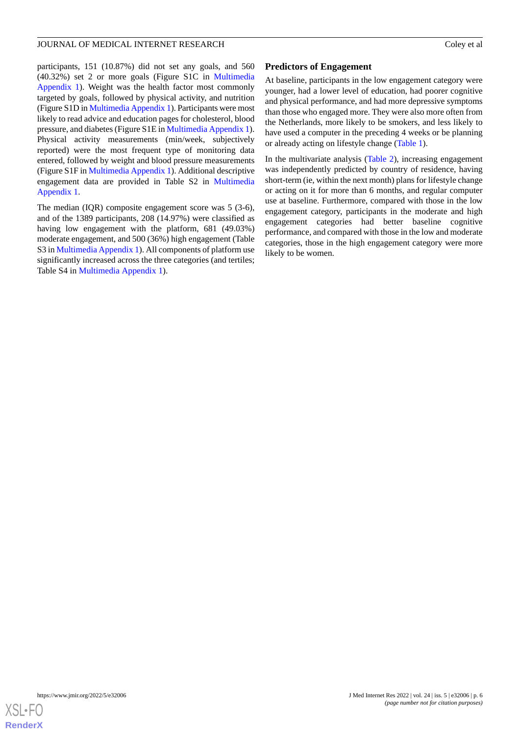participants, 151 (10.87%) did not set any goals, and 560 (40.32%) set 2 or more goals (Figure S1C in Multimedia Appendix 1). Weight was the health factor most commonly targeted by goals, followed by physical activity, and nutrition (Figure S1D in Multimedia Appendix 1). Participants were most likely to read advice and education pages for cholesterol, blood pressure, and diabetes (Figure S1E in Multimedia Appendix 1). Physical activity measurements (min/week, subjectively reported) were the most frequent type of monitoring data entered, followed by weight and blood pressure measurements (Figure S1F in Multimedia Appendix 1). Additional descriptive engagement data are provided in Table S2 in Multimedia Appendix 1.

The median (IQR) composite engagement score was 5 (3-6), and of the 1389 participants, 208 (14.97%) were classified as having low engagement with the platform, 681 (49.03%) moderate engagement, and 500 (36%) high engagement (Table S3 in Multimedia Appendix 1). All components of platform use significantly increased across the three categories (and tertiles; Table S4 in Multimedia Appendix 1).

### Predictors of Engagement

At baseline, participants in the low engagement category were younger, had a lower level of education, had poorer cognitive and physical performance, and had more depressive symptoms than those who engaged more. They were also more often from the Netherlands, more likely to be smokers, and less likely to have used a computer in the preceding 4 weeks or be planning or already acting on lifestyle change (Table 1).

In the multivariate analysis (Table 2), increasing engagement was independently predicted by country of residence, having short-term (ie, within the next month) plans for lifestyle change or acting on it for more than 6 months, and regular computer use at baseline. Furthermore, compared with those in the low engagement category, participants in the moderate and high engagement categories had better baseline cognitive performance, and compared with those in the low and moderate categories, those in the high engagement category were more likely to be women.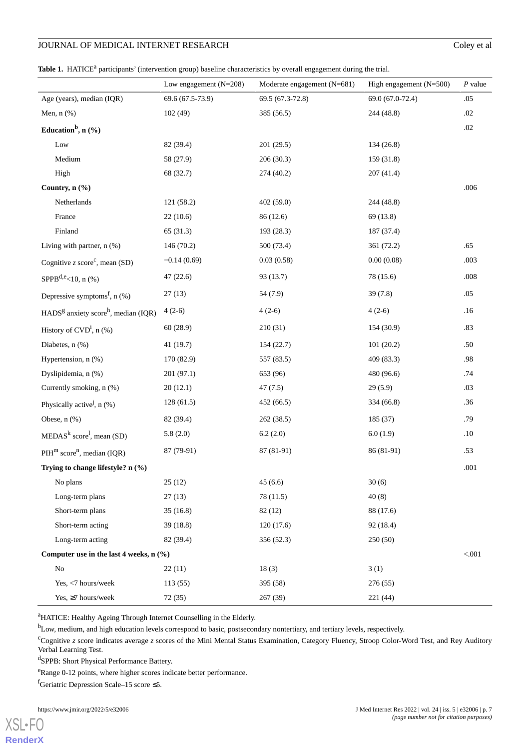**Table 1.** HATICE[a] participants' (intervention group) baseline characteristics by overall engagement during the trial.

| | Low engagement (N=208) | Moderate engagement (N=681) | High engagement (N=500) | *P* value |
|---|---|---|---|---|
| Age (years), median (IQR) | 69.6 (67.5-73.9) | 69.5 (67.3-72.8) | 69.0 (67.0-72.4) | .05 |
| Men, n (%) | 102 (49) | 385 (56.5) | 244 (48.8) | .02 |
| **Education[b], n (%)** | | | | .02 |
| Low | 82 (39.4) | 201 (29.5) | 134 (26.8) | |
| Medium | 58 (27.9) | 206 (30.3) | 159 (31.8) | |
| High | 68 (32.7) | 274 (40.2) | 207 (41.4) | |
| **Country, n (%)** | | | | .006 |
| Netherlands | 121 (58.2) | 402 (59.0) | 244 (48.8) | |
| France | 22 (10.6) | 86 (12.6) | 69 (13.8) | |
| Finland | 65 (31.3) | 193 (28.3) | 187 (37.4) | |
| Living with partner, n (%) | 146 (70.2) | 500 (73.4) | 361 (72.2) | .65 |
| Cognitive *z* score[c], mean (SD) | −0.14 (0.69) | 0.03 (0.58) | 0.00 (0.08) | .003 |
| SPPB[d,e]<10, n (%) | 47 (22.6) | 93 (13.7) | 78 (15.6) | .008 |
| Depressive symptoms[f], n (%) | 27 (13) | 54 (7.9) | 39 (7.8) | .05 |
| HADS[g] anxiety score[h], median (IQR) | 4 (2-6) | 4 (2-6) | 4 (2-6) | .16 |
| History of CVD[i], n (%) | 60 (28.9) | 210 (31) | 154 (30.9) | .83 |
| Diabetes, n (%) | 41 (19.7) | 154 (22.7) | 101 (20.2) | .50 |
| Hypertension, n (%) | 170 (82.9) | 557 (83.5) | 409 (83.3) | .98 |
| Dyslipidemia, n (%) | 201 (97.1) | 653 (96) | 480 (96.6) | .74 |
| Currently smoking, n (%) | 20 (12.1) | 47 (7.5) | 29 (5.9) | .03 |
| Physically active[j], n (%) | 128 (61.5) | 452 (66.5) | 334 (66.8) | .36 |
| Obese, n (%) | 82 (39.4) | 262 (38.5) | 185 (37) | .79 |
| MEDAS[k] score[l], mean (SD) | 5.8 (2.0) | 6.2 (2.0) | 6.0 (1.9) | .10 |
| PIH[m] score[n], median (IQR) | 87 (79-91) | 87 (81-91) | 86 (81-91) | .53 |
| **Trying to change lifestyle? n (%)** | | | | .001 |
| No plans | 25 (12) | 45 (6.6) | 30 (6) | |
| Long-term plans | 27 (13) | 78 (11.5) | 40 (8) | |
| Short-term plans | 35 (16.8) | 82 (12) | 88 (17.6) | |
| Short-term acting | 39 (18.8) | 120 (17.6) | 92 (18.4) | |
| Long-term acting | 82 (39.4) | 356 (52.3) | 250 (50) | |
| **Computer use in the last 4 weeks, n (%)** | | | | <.001 |
| No | 22 (11) | 18 (3) | 3 (1) | |
| Yes, <7 hours/week | 113 (55) | 395 (58) | 276 (55) | |
| Yes, ≥7 hours/week | 72 (35) | 267 (39) | 221 (44) | |

[a]HATICE: Healthy Ageing Through Internet Counselling in the Elderly.

[b]Low, medium, and high education levels correspond to basic, postsecondary nontertiary, and tertiary levels, respectively.

[c]Cognitive *z* score indicates average *z* scores of the Mini Mental Status Examination, Category Fluency, Stroop Color-Word Test, and Rey Auditory Verbal Learning Test.

[d]SPPB: Short Physical Performance Battery.

[e]Range 0-12 points, where higher scores indicate better performance.

[f]Geriatric Depression Scale–15 score ≤5.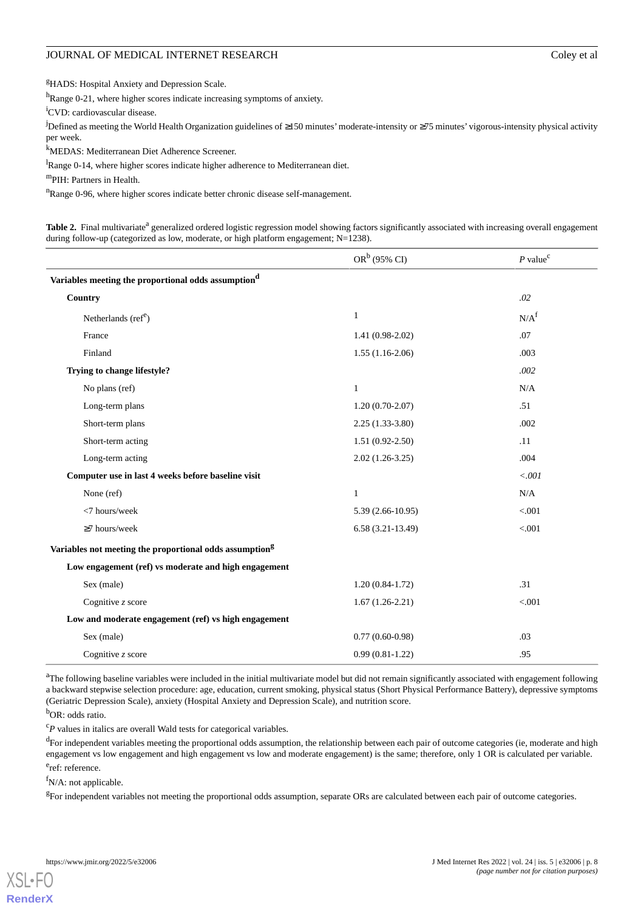[g]HADS: Hospital Anxiety and Depression Scale.

[h]Range 0-21, where higher scores indicate increasing symptoms of anxiety.

[i]CVD: cardiovascular disease.

[j]Defined as meeting the World Health Organization guidelines of ≥150 minutes' moderate-intensity or ≥75 minutes' vigorous-intensity physical activity per week.

[k]MEDAS: Mediterranean Diet Adherence Screener.

[l]Range 0-14, where higher scores indicate higher adherence to Mediterranean diet.

[m]PIH: Partners in Health.

[n]Range 0-96, where higher scores indicate better chronic disease self-management.

**Table 2.** Final multivariate[a] generalized ordered logistic regression model showing factors significantly associated with increasing overall engagement during follow-up (categorized as low, moderate, or high platform engagement; N=1238).

| | OR[b] (95% CI) | *P* value[c] |
|---|---|---|
| **Variables meeting the proportional odds assumption[d]** | | |
| **Country** | | *.02* |
| Netherlands (ref[e]) | 1 | N/A[f] |
| France | 1.41 (0.98-2.02) | .07 |
| Finland | 1.55 (1.16-2.06) | .003 |
| **Trying to change lifestyle?** | | *.002* |
| No plans (ref) | 1 | N/A |
| Long-term plans | 1.20 (0.70-2.07) | .51 |
| Short-term plans | 2.25 (1.33-3.80) | .002 |
| Short-term acting | 1.51 (0.92-2.50) | .11 |
| Long-term acting | 2.02 (1.26-3.25) | .004 |
| **Computer use in last 4 weeks before baseline visit** | | *<.001* |
| None (ref) | 1 | N/A |
| <7 hours/week | 5.39 (2.66-10.95) | <.001 |
| ≥7 hours/week | 6.58 (3.21-13.49) | <.001 |
| **Variables not meeting the proportional odds assumption[g]** | | |
| **Low engagement (ref) vs moderate and high engagement** | | |
| Sex (male) | 1.20 (0.84-1.72) | .31 |
| Cognitive *z* score | 1.67 (1.26-2.21) | <.001 |
| **Low and moderate engagement (ref) vs high engagement** | | |
| Sex (male) | 0.77 (0.60-0.98) | .03 |
| Cognitive *z* score | 0.99 (0.81-1.22) | .95 |

[a]The following baseline variables were included in the initial multivariate model but did not remain significantly associated with engagement following a backward stepwise selection procedure: age, education, current smoking, physical status (Short Physical Performance Battery), depressive symptoms (Geriatric Depression Scale), anxiety (Hospital Anxiety and Depression Scale), and nutrition score.

[b]OR: odds ratio.

[c]*P* values in italics are overall Wald tests for categorical variables.

[d]For independent variables meeting the proportional odds assumption, the relationship between each pair of outcome categories (ie, moderate and high engagement vs low engagement and high engagement vs low and moderate engagement) is the same; therefore, only 1 OR is calculated per variable.

[e]ref: reference.

[f]N/A: not applicable.

[g]For independent variables not meeting the proportional odds assumption, separate ORs are calculated between each pair of outcome categories.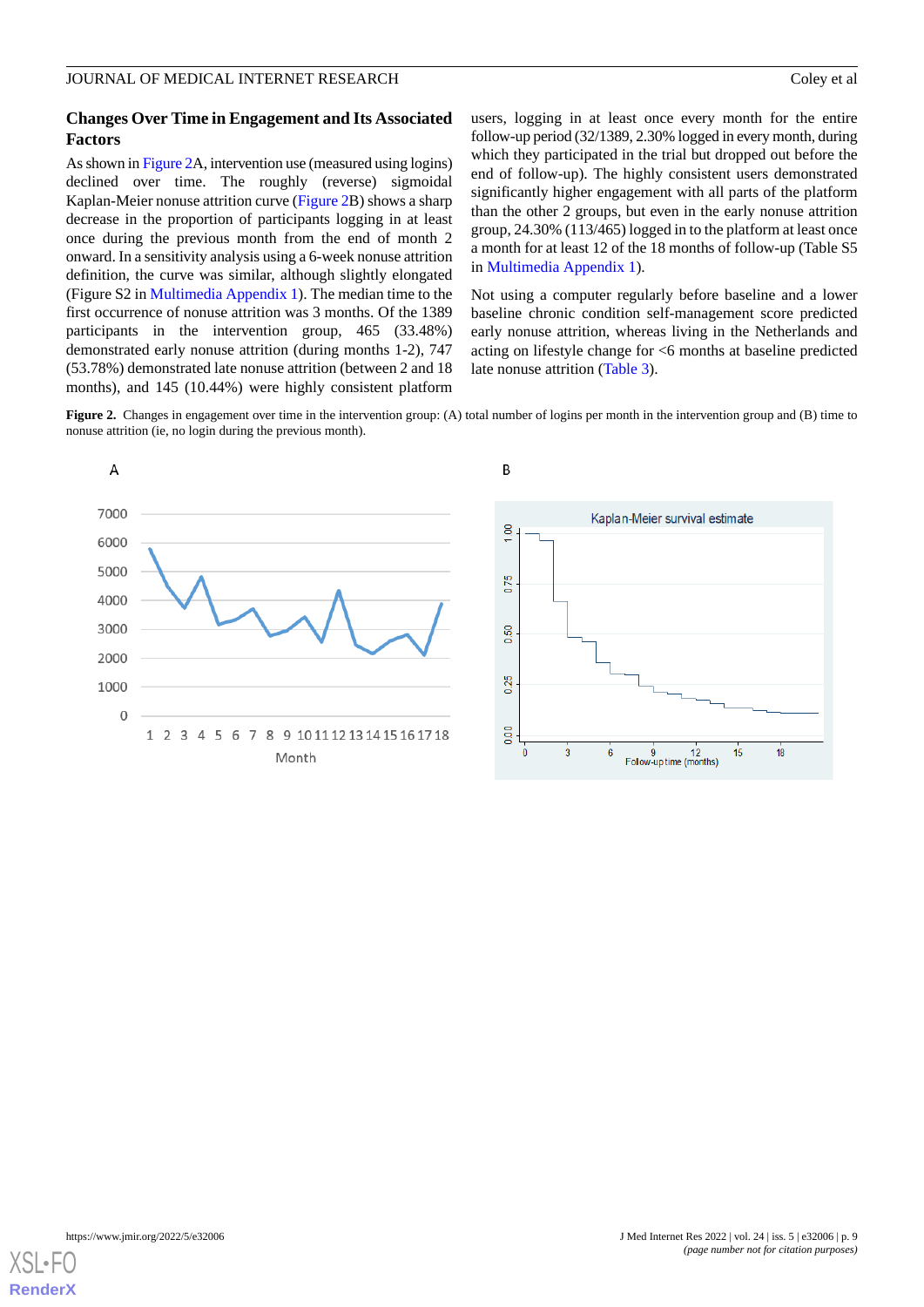## Changes Over Time in Engagement and Its Associated Factors

As shown in Figure 2A, intervention use (measured using logins) declined over time. The roughly (reverse) sigmoidal Kaplan-Meier nonuse attrition curve (Figure 2B) shows a sharp decrease in the proportion of participants logging in at least once during the previous month from the end of month 2 onward. In a sensitivity analysis using a 6-week nonuse attrition definition, the curve was similar, although slightly elongated (Figure S2 in Multimedia Appendix 1). The median time to the first occurrence of nonuse attrition was 3 months. Of the 1389 participants in the intervention group, 465 (33.48%) demonstrated early nonuse attrition (during months 1-2), 747 (53.78%) demonstrated late nonuse attrition (between 2 and 18 months), and 145 (10.44%) were highly consistent platform users, logging in at least once every month for the entire follow-up period (32/1389, 2.30% logged in every month, during which they participated in the trial but dropped out before the end of follow-up). The highly consistent users demonstrated significantly higher engagement with all parts of the platform than the other 2 groups, but even in the early nonuse attrition group, 24.30% (113/465) logged in to the platform at least once a month for at least 12 of the 18 months of follow-up (Table S5 in Multimedia Appendix 1).

Not using a computer regularly before baseline and a lower baseline chronic condition self-management score predicted early nonuse attrition, whereas living in the Netherlands and acting on lifestyle change for <6 months at baseline predicted late nonuse attrition (Table 3).

**Figure 2.** Changes in engagement over time in the intervention group: (A) total number of logins per month in the intervention group and (B) time to nonuse attrition (ie, no login during the previous month).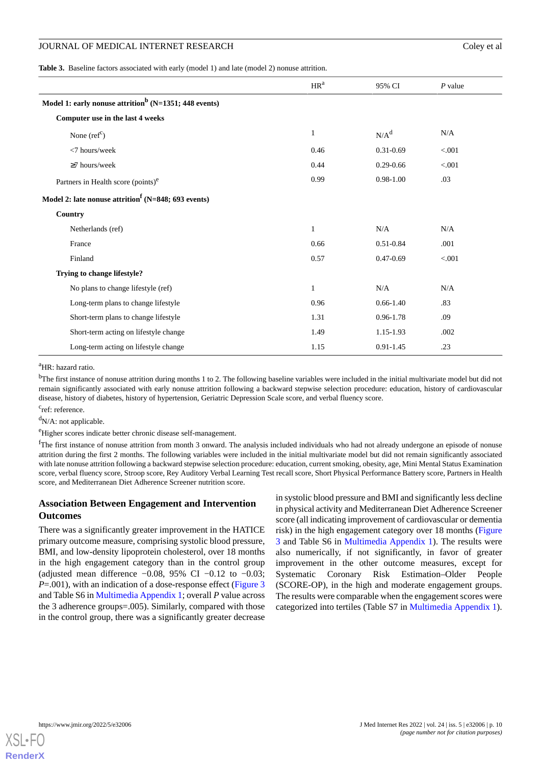**Table 3.** Baseline factors associated with early (model 1) and late (model 2) nonuse attrition.

| | HR[a] | 95% CI | *P* value |
|---|---|---|---|
| **Model 1: early nonuse attrition[b] (N=1351; 448 events)** | | | |
| **Computer use in the last 4 weeks** | | | |
| None (ref[c]) | 1 | N/A[d] | N/A |
| <7 hours/week | 0.46 | 0.31-0.69 | <.001 |
| ≥7 hours/week | 0.44 | 0.29-0.66 | <.001 |
| Partners in Health score (points)[e] | 0.99 | 0.98-1.00 | .03 |
| **Model 2: late nonuse attrition[f] (N=848; 693 events)** | | | |
| **Country** | | | |
| Netherlands (ref) | 1 | N/A | N/A |
| France | 0.66 | 0.51-0.84 | .001 |
| Finland | 0.57 | 0.47-0.69 | <.001 |
| **Trying to change lifestyle?** | | | |
| No plans to change lifestyle (ref) | 1 | N/A | N/A |
| Long-term plans to change lifestyle | 0.96 | 0.66-1.40 | .83 |
| Short-term plans to change lifestyle | 1.31 | 0.96-1.78 | .09 |
| Short-term acting on lifestyle change | 1.49 | 1.15-1.93 | .002 |
| Long-term acting on lifestyle change | 1.15 | 0.91-1.45 | .23 |

[a]HR: hazard ratio.

[b]The first instance of nonuse attrition during months 1 to 2. The following baseline variables were included in the initial multivariate model but did not remain significantly associated with early nonuse attrition following a backward stepwise selection procedure: education, history of cardiovascular disease, history of diabetes, history of hypertension, Geriatric Depression Scale score, and verbal fluency score.

[c]ref: reference.

[d]N/A: not applicable.

[e]Higher scores indicate better chronic disease self-management.

[f]The first instance of nonuse attrition from month 3 onward. The analysis included individuals who had not already undergone an episode of nonuse attrition during the first 2 months. The following variables were included in the initial multivariate model but did not remain significantly associated with late nonuse attrition following a backward stepwise selection procedure: education, current smoking, obesity, age, Mini Mental Status Examination score, verbal fluency score, Stroop score, Rey Auditory Verbal Learning Test recall score, Short Physical Performance Battery score, Partners in Health score, and Mediterranean Diet Adherence Screener nutrition score.

## Association Between Engagement and Intervention Outcomes

There was a significantly greater improvement in the HATICE primary outcome measure, comprising systolic blood pressure, BMI, and low-density lipoprotein cholesterol, over 18 months in the high engagement category than in the control group (adjusted mean difference −0.08, 95% CI −0.12 to −0.03; *P*=.001), with an indication of a dose-response effect (Figure 3 and Table S6 in Multimedia Appendix 1; overall *P* value across the 3 adherence groups=.005). Similarly, compared with those in the control group, there was a significantly greater decrease in systolic blood pressure and BMI and significantly less decline in physical activity and Mediterranean Diet Adherence Screener score (all indicating improvement of cardiovascular or dementia risk) in the high engagement category over 18 months (Figure 3 and Table S6 in Multimedia Appendix 1). The results were also numerically, if not significantly, in favor of greater improvement in the other outcome measures, except for Systematic Coronary Risk Estimation–Older People (SCORE-OP), in the high and moderate engagement groups. The results were comparable when the engagement scores were categorized into tertiles (Table S7 in Multimedia Appendix 1).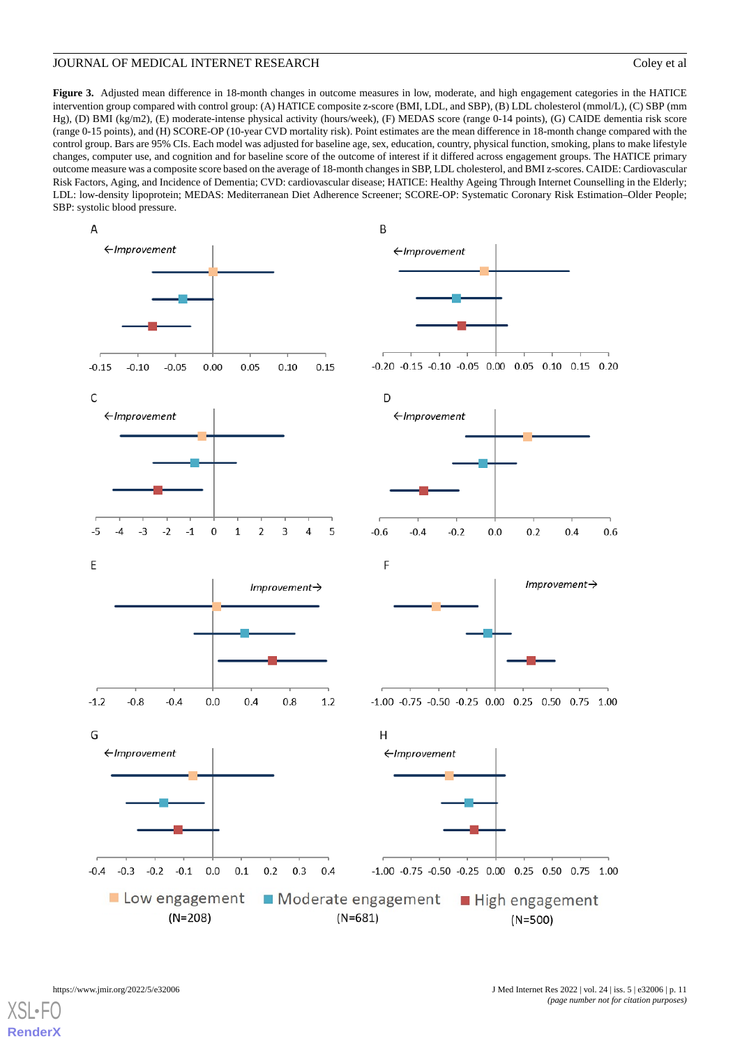**Figure 3.** Adjusted mean difference in 18-month changes in outcome measures in low, moderate, and high engagement categories in the HATICE intervention group compared with control group: (A) HATICE composite z-score (BMI, LDL, and SBP), (B) LDL cholesterol (mmol/L), (C) SBP (mm Hg), (D) BMI (kg/m2), (E) moderate-intense physical activity (hours/week), (F) MEDAS score (range 0-14 points), (G) CAIDE dementia risk score (range 0-15 points), and (H) SCORE-OP (10-year CVD mortality risk). Point estimates are the mean difference in 18-month change compared with the control group. Bars are 95% CIs. Each model was adjusted for baseline age, sex, education, country, physical function, smoking, plans to make lifestyle changes, computer use, and cognition and for baseline score of the outcome of interest if it differed across engagement groups. The HATICE primary outcome measure was a composite score based on the average of 18-month changes in SBP, LDL cholesterol, and BMI z-scores. CAIDE: Cardiovascular Risk Factors, Aging, and Incidence of Dementia; CVD: cardiovascular disease; HATICE: Healthy Ageing Through Internet Counselling in the Elderly; LDL: low-density lipoprotein; MEDAS: Mediterranean Diet Adherence Screener; SCORE-OP: Systematic Coronary Risk Estimation–Older People; SBP: systolic blood pressure.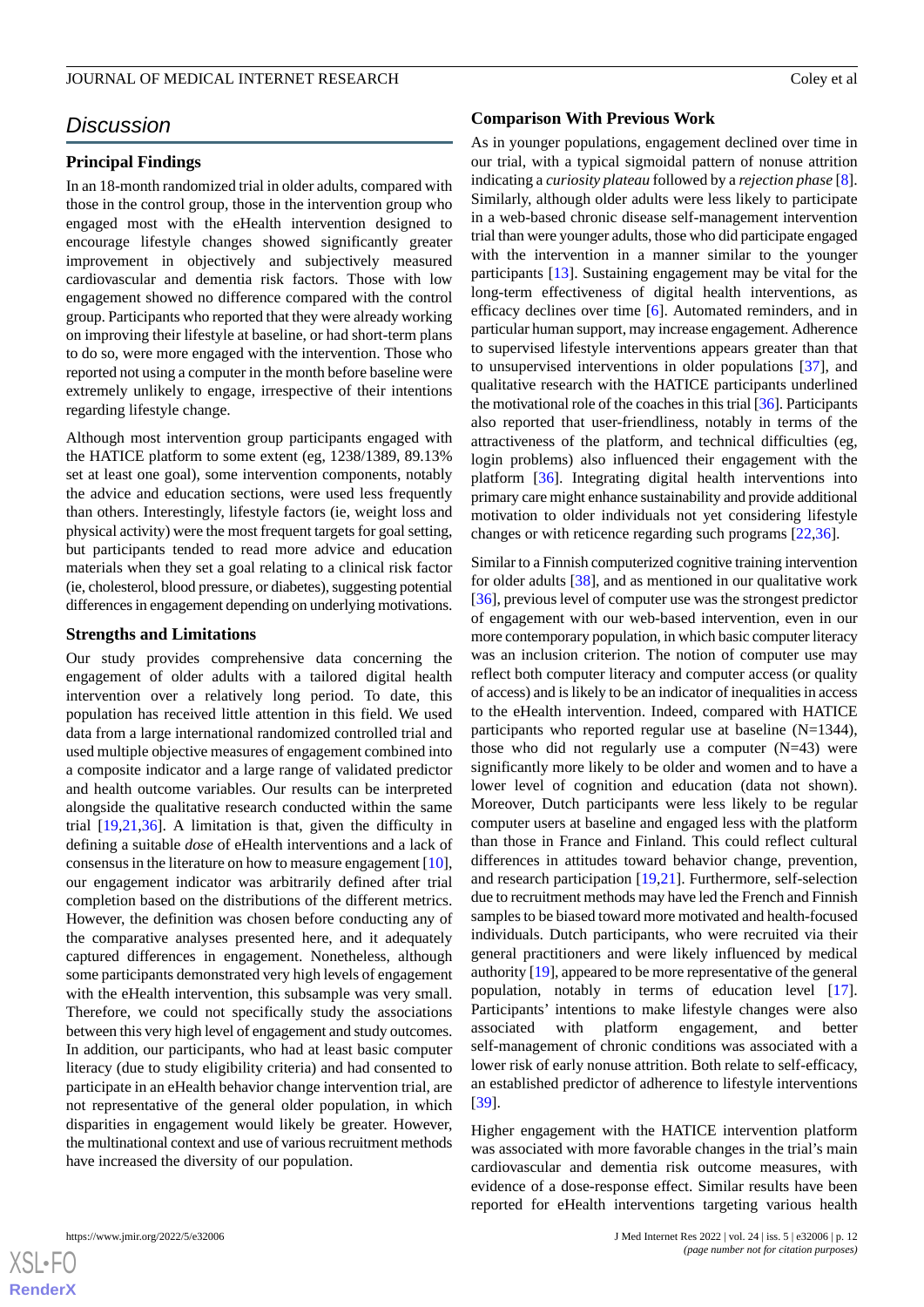## Discussion

### Principal Findings

In an 18-month randomized trial in older adults, compared with those in the control group, those in the intervention group who engaged most with the eHealth intervention designed to encourage lifestyle changes showed significantly greater improvement in objectively and subjectively measured cardiovascular and dementia risk factors. Those with low engagement showed no difference compared with the control group. Participants who reported that they were already working on improving their lifestyle at baseline, or had short-term plans to do so, were more engaged with the intervention. Those who reported not using a computer in the month before baseline were extremely unlikely to engage, irrespective of their intentions regarding lifestyle change.

Although most intervention group participants engaged with the HATICE platform to some extent (eg, 1238/1389, 89.13% set at least one goal), some intervention components, notably the advice and education sections, were used less frequently than others. Interestingly, lifestyle factors (ie, weight loss and physical activity) were the most frequent targets for goal setting, but participants tended to read more advice and education materials when they set a goal relating to a clinical risk factor (ie, cholesterol, blood pressure, or diabetes), suggesting potential differences in engagement depending on underlying motivations.

### Strengths and Limitations

Our study provides comprehensive data concerning the engagement of older adults with a tailored digital health intervention over a relatively long period. To date, this population has received little attention in this field. We used data from a large international randomized controlled trial and used multiple objective measures of engagement combined into a composite indicator and a large range of validated predictor and health outcome variables. Our results can be interpreted alongside the qualitative research conducted within the same trial [19,21,36]. A limitation is that, given the difficulty in defining a suitable *dose* of eHealth interventions and a lack of consensus in the literature on how to measure engagement [10], our engagement indicator was arbitrarily defined after trial completion based on the distributions of the different metrics. However, the definition was chosen before conducting any of the comparative analyses presented here, and it adequately captured differences in engagement. Nonetheless, although some participants demonstrated very high levels of engagement with the eHealth intervention, this subsample was very small. Therefore, we could not specifically study the associations between this very high level of engagement and study outcomes. In addition, our participants, who had at least basic computer literacy (due to study eligibility criteria) and had consented to participate in an eHealth behavior change intervention trial, are not representative of the general older population, in which disparities in engagement would likely be greater. However, the multinational context and use of various recruitment methods have increased the diversity of our population.

### Comparison With Previous Work

As in younger populations, engagement declined over time in our trial, with a typical sigmoidal pattern of nonuse attrition indicating a *curiosity plateau* followed by a *rejection phase* [8]. Similarly, although older adults were less likely to participate in a web-based chronic disease self-management intervention trial than were younger adults, those who did participate engaged with the intervention in a manner similar to the younger participants [13]. Sustaining engagement may be vital for the long-term effectiveness of digital health interventions, as efficacy declines over time [6]. Automated reminders, and in particular human support, may increase engagement. Adherence to supervised lifestyle interventions appears greater than that to unsupervised interventions in older populations [37], and qualitative research with the HATICE participants underlined the motivational role of the coaches in this trial [36]. Participants also reported that user-friendliness, notably in terms of the attractiveness of the platform, and technical difficulties (eg, login problems) also influenced their engagement with the platform [36]. Integrating digital health interventions into primary care might enhance sustainability and provide additional motivation to older individuals not yet considering lifestyle changes or with reticence regarding such programs [22,36].

Similar to a Finnish computerized cognitive training intervention for older adults [38], and as mentioned in our qualitative work [36], previous level of computer use was the strongest predictor of engagement with our web-based intervention, even in our more contemporary population, in which basic computer literacy was an inclusion criterion. The notion of computer use may reflect both computer literacy and computer access (or quality of access) and is likely to be an indicator of inequalities in access to the eHealth intervention. Indeed, compared with HATICE participants who reported regular use at baseline (N=1344), those who did not regularly use a computer (N=43) were significantly more likely to be older and women and to have a lower level of cognition and education (data not shown). Moreover, Dutch participants were less likely to be regular computer users at baseline and engaged less with the platform than those in France and Finland. This could reflect cultural differences in attitudes toward behavior change, prevention, and research participation [19,21]. Furthermore, self-selection due to recruitment methods may have led the French and Finnish samples to be biased toward more motivated and health-focused individuals. Dutch participants, who were recruited via their general practitioners and were likely influenced by medical authority [19], appeared to be more representative of the general population, notably in terms of education level [17]. Participants' intentions to make lifestyle changes were also associated with platform engagement, and better self-management of chronic conditions was associated with a lower risk of early nonuse attrition. Both relate to self-efficacy, an established predictor of adherence to lifestyle interventions [39].

Higher engagement with the HATICE intervention platform was associated with more favorable changes in the trial's main cardiovascular and dementia risk outcome measures, with evidence of a dose-response effect. Similar results have been reported for eHealth interventions targeting various health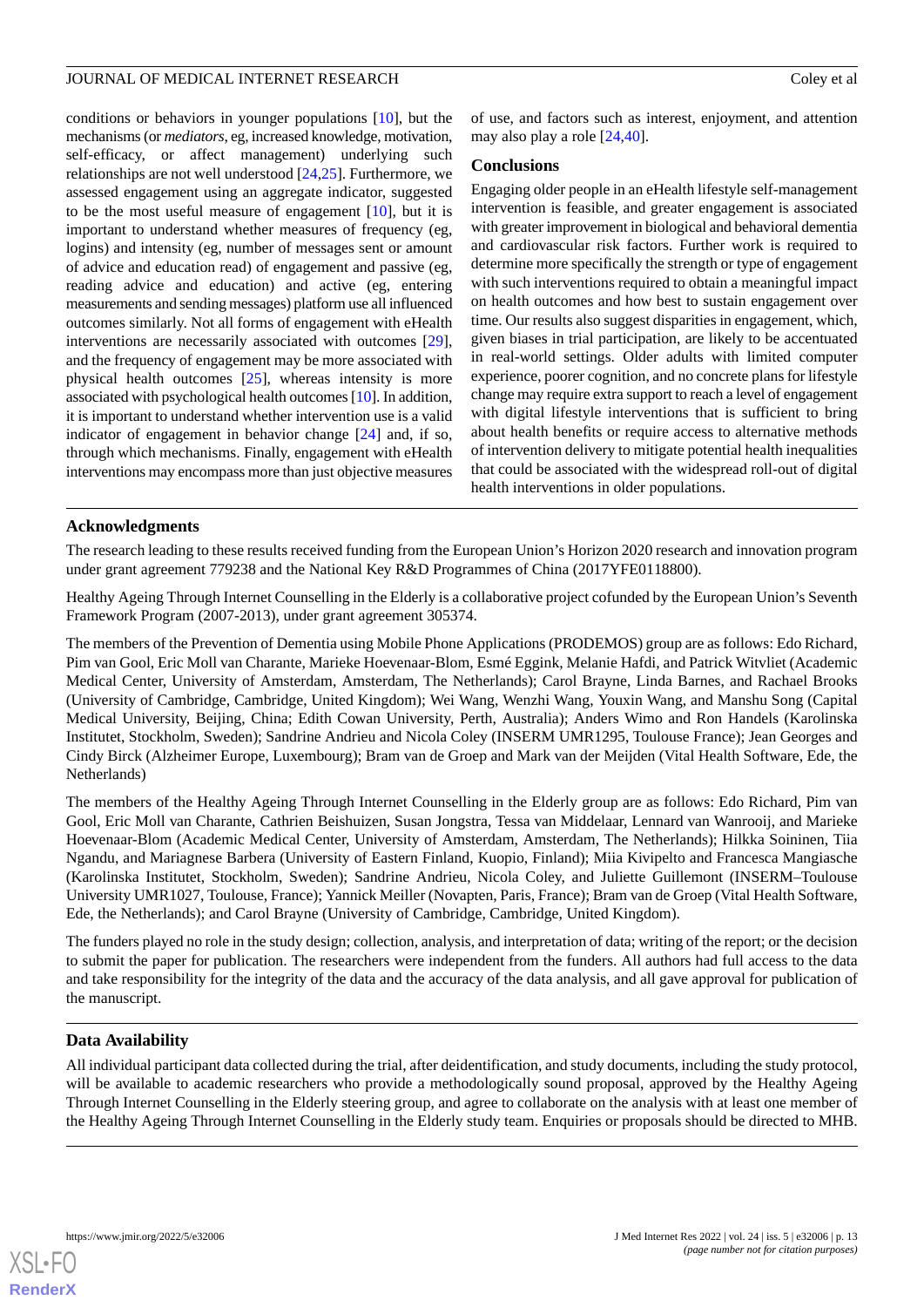conditions or behaviors in younger populations [10], but the mechanisms (or *mediators*, eg, increased knowledge, motivation, self-efficacy, or affect management) underlying such relationships are not well understood [24,25]. Furthermore, we assessed engagement using an aggregate indicator, suggested to be the most useful measure of engagement [10], but it is important to understand whether measures of frequency (eg, logins) and intensity (eg, number of messages sent or amount of advice and education read) of engagement and passive (eg, reading advice and education) and active (eg, entering measurements and sending messages) platform use all influenced outcomes similarly. Not all forms of engagement with eHealth interventions are necessarily associated with outcomes [29], and the frequency of engagement may be more associated with physical health outcomes [25], whereas intensity is more associated with psychological health outcomes [10]. In addition, it is important to understand whether intervention use is a valid indicator of engagement in behavior change [24] and, if so, through which mechanisms. Finally, engagement with eHealth interventions may encompass more than just objective measures of use, and factors such as interest, enjoyment, and attention may also play a role [24,40].

## Conclusions

Engaging older people in an eHealth lifestyle self-management intervention is feasible, and greater engagement is associated with greater improvement in biological and behavioral dementia and cardiovascular risk factors. Further work is required to determine more specifically the strength or type of engagement with such interventions required to obtain a meaningful impact on health outcomes and how best to sustain engagement over time. Our results also suggest disparities in engagement, which, given biases in trial participation, are likely to be accentuated in real-world settings. Older adults with limited computer experience, poorer cognition, and no concrete plans for lifestyle change may require extra support to reach a level of engagement with digital lifestyle interventions that is sufficient to bring about health benefits or require access to alternative methods of intervention delivery to mitigate potential health inequalities that could be associated with the widespread roll-out of digital health interventions in older populations.

## Acknowledgments

The research leading to these results received funding from the European Union's Horizon 2020 research and innovation program under grant agreement 779238 and the National Key R&D Programmes of China (2017YFE0118800).

Healthy Ageing Through Internet Counselling in the Elderly is a collaborative project cofunded by the European Union's Seventh Framework Program (2007-2013), under grant agreement 305374.

The members of the Prevention of Dementia using Mobile Phone Applications (PRODEMOS) group are as follows: Edo Richard, Pim van Gool, Eric Moll van Charante, Marieke Hoevenaar-Blom, Esmé Eggink, Melanie Hafdi, and Patrick Witvliet (Academic Medical Center, University of Amsterdam, Amsterdam, The Netherlands); Carol Brayne, Linda Barnes, and Rachael Brooks (University of Cambridge, Cambridge, United Kingdom); Wei Wang, Wenzhi Wang, Youxin Wang, and Manshu Song (Capital Medical University, Beijing, China; Edith Cowan University, Perth, Australia); Anders Wimo and Ron Handels (Karolinska Institutet, Stockholm, Sweden); Sandrine Andrieu and Nicola Coley (INSERM UMR1295, Toulouse France); Jean Georges and Cindy Birck (Alzheimer Europe, Luxembourg); Bram van de Groep and Mark van der Meijden (Vital Health Software, Ede, the Netherlands)

The members of the Healthy Ageing Through Internet Counselling in the Elderly group are as follows: Edo Richard, Pim van Gool, Eric Moll van Charante, Cathrien Beishuizen, Susan Jongstra, Tessa van Middelaar, Lennard van Wanrooij, and Marieke Hoevenaar-Blom (Academic Medical Center, University of Amsterdam, Amsterdam, The Netherlands); Hilkka Soininen, Tiia Ngandu, and Mariagnese Barbera (University of Eastern Finland, Kuopio, Finland); Miia Kivipelto and Francesca Mangiasche (Karolinska Institutet, Stockholm, Sweden); Sandrine Andrieu, Nicola Coley, and Juliette Guillemont (INSERM–Toulouse University UMR1027, Toulouse, France); Yannick Meiller (Novapten, Paris, France); Bram van de Groep (Vital Health Software, Ede, the Netherlands); and Carol Brayne (University of Cambridge, Cambridge, United Kingdom).

The funders played no role in the study design; collection, analysis, and interpretation of data; writing of the report; or the decision to submit the paper for publication. The researchers were independent from the funders. All authors had full access to the data and take responsibility for the integrity of the data and the accuracy of the data analysis, and all gave approval for publication of the manuscript.

## Data Availability

All individual participant data collected during the trial, after deidentification, and study documents, including the study protocol, will be available to academic researchers who provide a methodologically sound proposal, approved by the Healthy Ageing Through Internet Counselling in the Elderly steering group, and agree to collaborate on the analysis with at least one member of the Healthy Ageing Through Internet Counselling in the Elderly study team. Enquiries or proposals should be directed to MHB.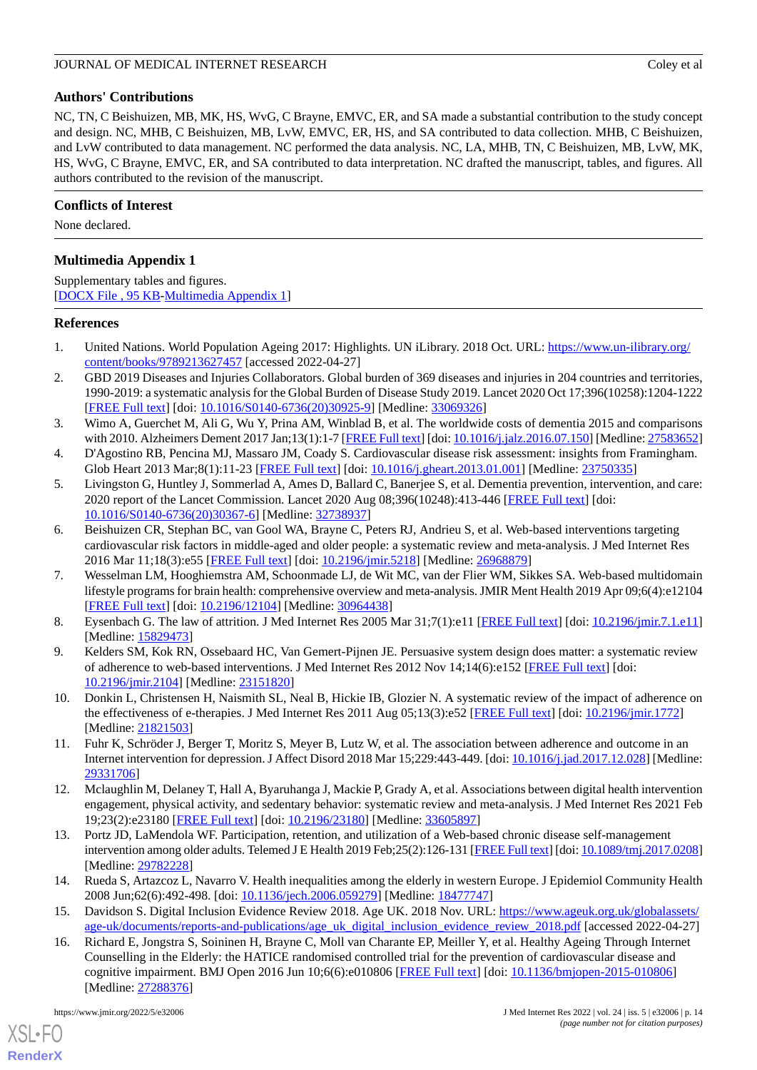## Authors' Contributions

NC, TN, C Beishuizen, MB, MK, HS, WvG, C Brayne, EMVC, ER, and SA made a substantial contribution to the study concept and design. NC, MHB, C Beishuizen, MB, LvW, EMVC, ER, HS, and SA contributed to data collection. MHB, C Beishuizen, and LvW contributed to data management. NC performed the data analysis. NC, LA, MHB, TN, C Beishuizen, MB, LvW, MK, HS, WvG, C Brayne, EMVC, ER, and SA contributed to data interpretation. NC drafted the manuscript, tables, and figures. All authors contributed to the revision of the manuscript.

## Conflicts of Interest

None declared.

## Multimedia Appendix 1

Supplementary tables and figures.
[DOCX File , 95 KB-Multimedia Appendix 1]

## References

1. United Nations. World Population Ageing 2017: Highlights. UN iLibrary. 2018 Oct. URL: https://www.un-ilibrary.org/content/books/9789213627457 [accessed 2022-04-27]
2. GBD 2019 Diseases and Injuries Collaborators. Global burden of 369 diseases and injuries in 204 countries and territories, 1990-2019: a systematic analysis for the Global Burden of Disease Study 2019. Lancet 2020 Oct 17;396(10258):1204-1222 [FREE Full text] [doi: 10.1016/S0140-6736(20)30925-9] [Medline: 33069326]
3. Wimo A, Guerchet M, Ali G, Wu Y, Prina AM, Winblad B, et al. The worldwide costs of dementia 2015 and comparisons with 2010. Alzheimers Dement 2017 Jan;13(1):1-7 [FREE Full text] [doi: 10.1016/j.jalz.2016.07.150] [Medline: 27583652]
4. D'Agostino RB, Pencina MJ, Massaro JM, Coady S. Cardiovascular disease risk assessment: insights from Framingham. Glob Heart 2013 Mar;8(1):11-23 [FREE Full text] [doi: 10.1016/j.gheart.2013.01.001] [Medline: 23750335]
5. Livingston G, Huntley J, Sommerlad A, Ames D, Ballard C, Banerjee S, et al. Dementia prevention, intervention, and care: 2020 report of the Lancet Commission. Lancet 2020 Aug 08;396(10248):413-446 [FREE Full text] [doi: 10.1016/S0140-6736(20)30367-6] [Medline: 32738937]
6. Beishuizen CR, Stephan BC, van Gool WA, Brayne C, Peters RJ, Andrieu S, et al. Web-based interventions targeting cardiovascular risk factors in middle-aged and older people: a systematic review and meta-analysis. J Med Internet Res 2016 Mar 11;18(3):e55 [FREE Full text] [doi: 10.2196/jmir.5218] [Medline: 26968879]
7. Wesselman LM, Hooghiemstra AM, Schoonmade LJ, de Wit MC, van der Flier WM, Sikkes SA. Web-based multidomain lifestyle programs for brain health: comprehensive overview and meta-analysis. JMIR Ment Health 2019 Apr 09;6(4):e12104 [FREE Full text] [doi: 10.2196/12104] [Medline: 30964438]
8. Eysenbach G. The law of attrition. J Med Internet Res 2005 Mar 31;7(1):e11 [FREE Full text] [doi: 10.2196/jmir.7.1.e11] [Medline: 15829473]
9. Kelders SM, Kok RN, Ossebaard HC, Van Gemert-Pijnen JE. Persuasive system design does matter: a systematic review of adherence to web-based interventions. J Med Internet Res 2012 Nov 14;14(6):e152 [FREE Full text] [doi: 10.2196/jmir.2104] [Medline: 23151820]
10. Donkin L, Christensen H, Naismith SL, Neal B, Hickie IB, Glozier N. A systematic review of the impact of adherence on the effectiveness of e-therapies. J Med Internet Res 2011 Aug 05;13(3):e52 [FREE Full text] [doi: 10.2196/jmir.1772] [Medline: 21821503]
11. Fuhr K, Schröder J, Berger T, Moritz S, Meyer B, Lutz W, et al. The association between adherence and outcome in an Internet intervention for depression. J Affect Disord 2018 Mar 15;229:443-449. [doi: 10.1016/j.jad.2017.12.028] [Medline: 29331706]
12. Mclaughlin M, Delaney T, Hall A, Byaruhanga J, Mackie P, Grady A, et al. Associations between digital health intervention engagement, physical activity, and sedentary behavior: systematic review and meta-analysis. J Med Internet Res 2021 Feb 19;23(2):e23180 [FREE Full text] [doi: 10.2196/23180] [Medline: 33605897]
13. Portz JD, LaMendola WF. Participation, retention, and utilization of a Web-based chronic disease self-management intervention among older adults. Telemed J E Health 2019 Feb;25(2):126-131 [FREE Full text] [doi: 10.1089/tmj.2017.0208] [Medline: 29782228]
14. Rueda S, Artazcoz L, Navarro V. Health inequalities among the elderly in western Europe. J Epidemiol Community Health 2008 Jun;62(6):492-498. [doi: 10.1136/jech.2006.059279] [Medline: 18477747]
15. Davidson S. Digital Inclusion Evidence Review 2018. Age UK. 2018 Nov. URL: https://www.ageuk.org.uk/globalassets/age-uk/documents/reports-and-publications/age_uk_digital_inclusion_evidence_review_2018.pdf [accessed 2022-04-27]
16. Richard E, Jongstra S, Soininen H, Brayne C, Moll van Charante EP, Meiller Y, et al. Healthy Ageing Through Internet Counselling in the Elderly: the HATICE randomised controlled trial for the prevention of cardiovascular disease and cognitive impairment. BMJ Open 2016 Jun 10;6(6):e010806 [FREE Full text] [doi: 10.1136/bmjopen-2015-010806] [Medline: 27288376]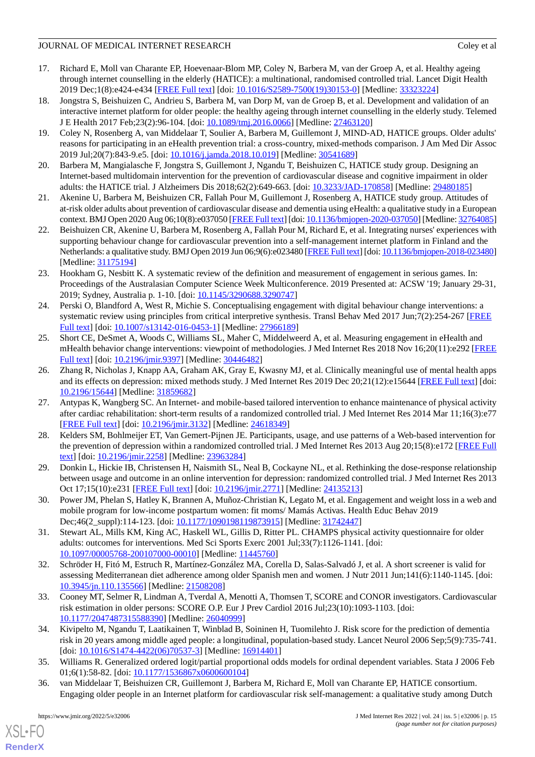17. Richard E, Moll van Charante EP, Hoevenaar-Blom MP, Coley N, Barbera M, van der Groep A, et al. Healthy ageing through internet counselling in the elderly (HATICE): a multinational, randomised controlled trial. Lancet Digit Health 2019 Dec;1(8):e424-e434 [FREE Full text] [doi: 10.1016/S2589-7500(19)30153-0] [Medline: 33323224]
18. Jongstra S, Beishuizen C, Andrieu S, Barbera M, van Dorp M, van de Groep B, et al. Development and validation of an interactive internet platform for older people: the healthy ageing through internet counselling in the elderly study. Telemed J E Health 2017 Feb;23(2):96-104. [doi: 10.1089/tmj.2016.0066] [Medline: 27463120]
19. Coley N, Rosenberg A, van Middelaar T, Soulier A, Barbera M, Guillemont J, MIND-AD, HATICE groups. Older adults' reasons for participating in an eHealth prevention trial: a cross-country, mixed-methods comparison. J Am Med Dir Assoc 2019 Jul;20(7):843-9.e5. [doi: 10.1016/j.jamda.2018.10.019] [Medline: 30541689]
20. Barbera M, Mangialasche F, Jongstra S, Guillemont J, Ngandu T, Beishuizen C, HATICE study group. Designing an Internet-based multidomain intervention for the prevention of cardiovascular disease and cognitive impairment in older adults: the HATICE trial. J Alzheimers Dis 2018;62(2):649-663. [doi: 10.3233/JAD-170858] [Medline: 29480185]
21. Akenine U, Barbera M, Beishuizen CR, Fallah Pour M, Guillemont J, Rosenberg A, HATICE study group. Attitudes of at-risk older adults about prevention of cardiovascular disease and dementia using eHealth: a qualitative study in a European context. BMJ Open 2020 Aug 06;10(8):e037050 [FREE Full text] [doi: 10.1136/bmjopen-2020-037050] [Medline: 32764085]
22. Beishuizen CR, Akenine U, Barbera M, Rosenberg A, Fallah Pour M, Richard E, et al. Integrating nurses' experiences with supporting behaviour change for cardiovascular prevention into a self-management internet platform in Finland and the Netherlands: a qualitative study. BMJ Open 2019 Jun 06;9(6):e023480 [FREE Full text] [doi: 10.1136/bmjopen-2018-023480] [Medline: 31175194]
23. Hookham G, Nesbitt K. A systematic review of the definition and measurement of engagement in serious games. In: Proceedings of the Australasian Computer Science Week Multiconference. 2019 Presented at: ACSW '19; January 29-31, 2019; Sydney, Australia p. 1-10. [doi: 10.1145/3290688.3290747]
24. Perski O, Blandford A, West R, Michie S. Conceptualising engagement with digital behaviour change interventions: a systematic review using principles from critical interpretive synthesis. Transl Behav Med 2017 Jun;7(2):254-267 [FREE Full text] [doi: 10.1007/s13142-016-0453-1] [Medline: 27966189]
25. Short CE, DeSmet A, Woods C, Williams SL, Maher C, Middelweerd A, et al. Measuring engagement in eHealth and mHealth behavior change interventions: viewpoint of methodologies. J Med Internet Res 2018 Nov 16;20(11):e292 [FREE Full text] [doi: 10.2196/jmir.9397] [Medline: 30446482]
26. Zhang R, Nicholas J, Knapp AA, Graham AK, Gray E, Kwasny MJ, et al. Clinically meaningful use of mental health apps and its effects on depression: mixed methods study. J Med Internet Res 2019 Dec 20;21(12):e15644 [FREE Full text] [doi: 10.2196/15644] [Medline: 31859682]
27. Antypas K, Wangberg SC. An Internet- and mobile-based tailored intervention to enhance maintenance of physical activity after cardiac rehabilitation: short-term results of a randomized controlled trial. J Med Internet Res 2014 Mar 11;16(3):e77 [FREE Full text] [doi: 10.2196/jmir.3132] [Medline: 24618349]
28. Kelders SM, Bohlmeijer ET, Van Gemert-Pijnen JE. Participants, usage, and use patterns of a Web-based intervention for the prevention of depression within a randomized controlled trial. J Med Internet Res 2013 Aug 20;15(8):e172 [FREE Full text] [doi: 10.2196/jmir.2258] [Medline: 23963284]
29. Donkin L, Hickie IB, Christensen H, Naismith SL, Neal B, Cockayne NL, et al. Rethinking the dose-response relationship between usage and outcome in an online intervention for depression: randomized controlled trial. J Med Internet Res 2013 Oct 17;15(10):e231 [FREE Full text] [doi: 10.2196/jmir.2771] [Medline: 24135213]
30. Power JM, Phelan S, Hatley K, Brannen A, Muñoz-Christian K, Legato M, et al. Engagement and weight loss in a web and mobile program for low-income postpartum women: fit moms/ Mamás Activas. Health Educ Behav 2019 Dec;46(2_suppl):114-123. [doi: 10.1177/1090198119873915] [Medline: 31742447]
31. Stewart AL, Mills KM, King AC, Haskell WL, Gillis D, Ritter PL. CHAMPS physical activity questionnaire for older adults: outcomes for interventions. Med Sci Sports Exerc 2001 Jul;33(7):1126-1141. [doi: 10.1097/00005768-200107000-00010] [Medline: 11445760]
32. Schröder H, Fitó M, Estruch R, Martínez-González MA, Corella D, Salas-Salvadó J, et al. A short screener is valid for assessing Mediterranean diet adherence among older Spanish men and women. J Nutr 2011 Jun;141(6):1140-1145. [doi: 10.3945/jn.110.135566] [Medline: 21508208]
33. Cooney MT, Selmer R, Lindman A, Tverdal A, Menotti A, Thomsen T, SCORE and CONOR investigators. Cardiovascular risk estimation in older persons: SCORE O.P. Eur J Prev Cardiol 2016 Jul;23(10):1093-1103. [doi: 10.1177/2047487315588390] [Medline: 26040999]
34. Kivipelto M, Ngandu T, Laatikainen T, Winblad B, Soininen H, Tuomilehto J. Risk score for the prediction of dementia risk in 20 years among middle aged people: a longitudinal, population-based study. Lancet Neurol 2006 Sep;5(9):735-741. [doi: 10.1016/S1474-4422(06)70537-3] [Medline: 16914401]
35. Williams R. Generalized ordered logit/partial proportional odds models for ordinal dependent variables. Stata J 2006 Feb 01;6(1):58-82. [doi: 10.1177/1536867x0600600104]
36. van Middelaar T, Beishuizen CR, Guillemont J, Barbera M, Richard E, Moll van Charante EP, HATICE consortium. Engaging older people in an Internet platform for cardiovascular risk self-management: a qualitative study among Dutch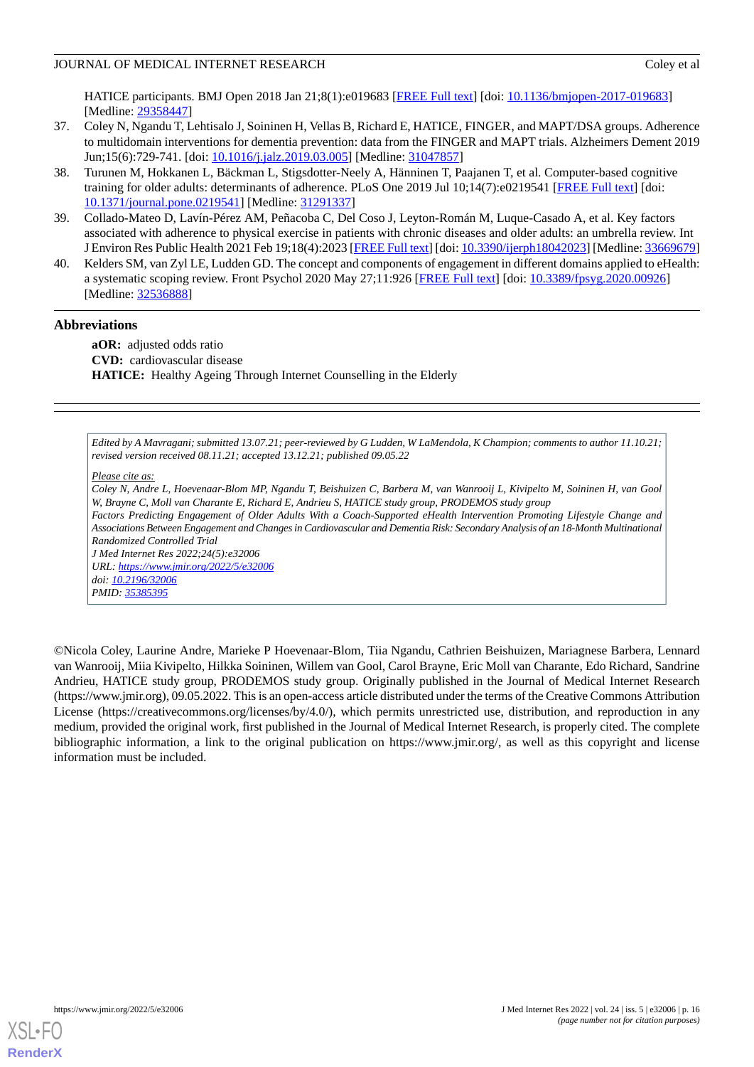HATICE participants. BMJ Open 2018 Jan 21;8(1):e019683 [FREE Full text] [doi: 10.1136/bmjopen-2017-019683] [Medline: 29358447]

37. Coley N, Ngandu T, Lehtisalo J, Soininen H, Vellas B, Richard E, HATICE, FINGER, and MAPT/DSA groups. Adherence to multidomain interventions for dementia prevention: data from the FINGER and MAPT trials. Alzheimers Dement 2019 Jun;15(6):729-741. [doi: 10.1016/j.jalz.2019.03.005] [Medline: 31047857]
38. Turunen M, Hokkanen L, Bäckman L, Stigsdotter-Neely A, Hänninen T, Paajanen T, et al. Computer-based cognitive training for older adults: determinants of adherence. PLoS One 2019 Jul 10;14(7):e0219541 [FREE Full text] [doi: 10.1371/journal.pone.0219541] [Medline: 31291337]
39. Collado-Mateo D, Lavín-Pérez AM, Peñacoba C, Del Coso J, Leyton-Román M, Luque-Casado A, et al. Key factors associated with adherence to physical exercise in patients with chronic diseases and older adults: an umbrella review. Int J Environ Res Public Health 2021 Feb 19;18(4):2023 [FREE Full text] [doi: 10.3390/ijerph18042023] [Medline: 33669679]
40. Kelders SM, van Zyl LE, Ludden GD. The concept and components of engagement in different domains applied to eHealth: a systematic scoping review. Front Psychol 2020 May 27;11:926 [FREE Full text] [doi: 10.3389/fpsyg.2020.00926] [Medline: 32536888]

## Abbreviations

**aOR:** adjusted odds ratio
**CVD:** cardiovascular disease
**HATICE:** Healthy Ageing Through Internet Counselling in the Elderly

*Edited by A Mavragani; submitted 13.07.21; peer-reviewed by G Ludden, W LaMendola, K Champion; comments to author 11.10.21; revised version received 08.11.21; accepted 13.12.21; published 09.05.22*

*Please cite as:*
*Coley N, Andre L, Hoevenaar-Blom MP, Ngandu T, Beishuizen C, Barbera M, van Wanrooij L, Kivipelto M, Soininen H, van Gool W, Brayne C, Moll van Charante E, Richard E, Andrieu S, HATICE study group, PRODEMOS study group*
*Factors Predicting Engagement of Older Adults With a Coach-Supported eHealth Intervention Promoting Lifestyle Change and Associations Between Engagement and Changes in Cardiovascular and Dementia Risk: Secondary Analysis of an 18-Month Multinational Randomized Controlled Trial*
*J Med Internet Res 2022;24(5):e32006*
*URL: https://www.jmir.org/2022/5/e32006*
*doi: 10.2196/32006*
*PMID: 35385395*

©Nicola Coley, Laurine Andre, Marieke P Hoevenaar-Blom, Tiia Ngandu, Cathrien Beishuizen, Mariagnese Barbera, Lennard van Wanrooij, Miia Kivipelto, Hilkka Soininen, Willem van Gool, Carol Brayne, Eric Moll van Charante, Edo Richard, Sandrine Andrieu, HATICE study group, PRODEMOS study group. Originally published in the Journal of Medical Internet Research (https://www.jmir.org), 09.05.2022. This is an open-access article distributed under the terms of the Creative Commons Attribution License (https://creativecommons.org/licenses/by/4.0/), which permits unrestricted use, distribution, and reproduction in any medium, provided the original work, first published in the Journal of Medical Internet Research, is properly cited. The complete bibliographic information, a link to the original publication on https://www.jmir.org/, as well as this copyright and license information must be included.